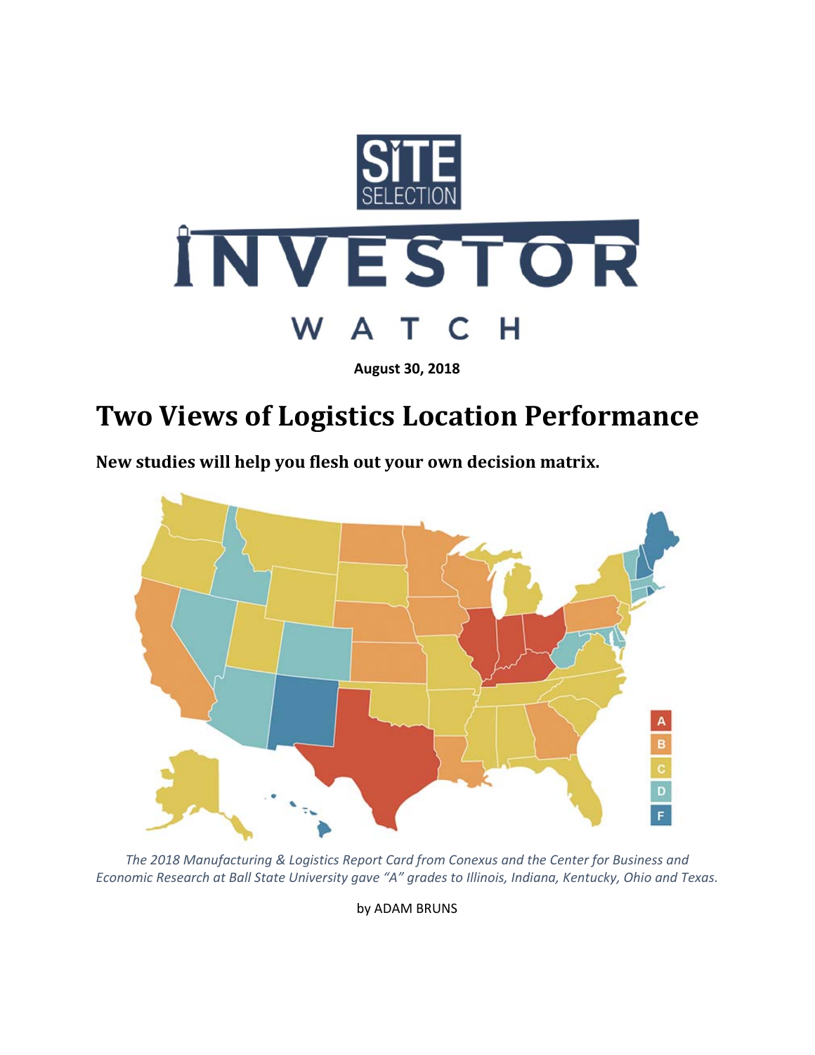# SITE SELECTION INVESTOR WATCH

**August 30, 2018**

# Two Views of Logistics Location Performance

## New studies will help you flesh out your own decision matrix.

*The 2018 Manufacturing & Logistics Report Card from Conexus and the Center for Business and Economic Research at Ball State University gave "A" grades to Illinois, Indiana, Kentucky, Ohio and Texas.*

by ADAM BRUNS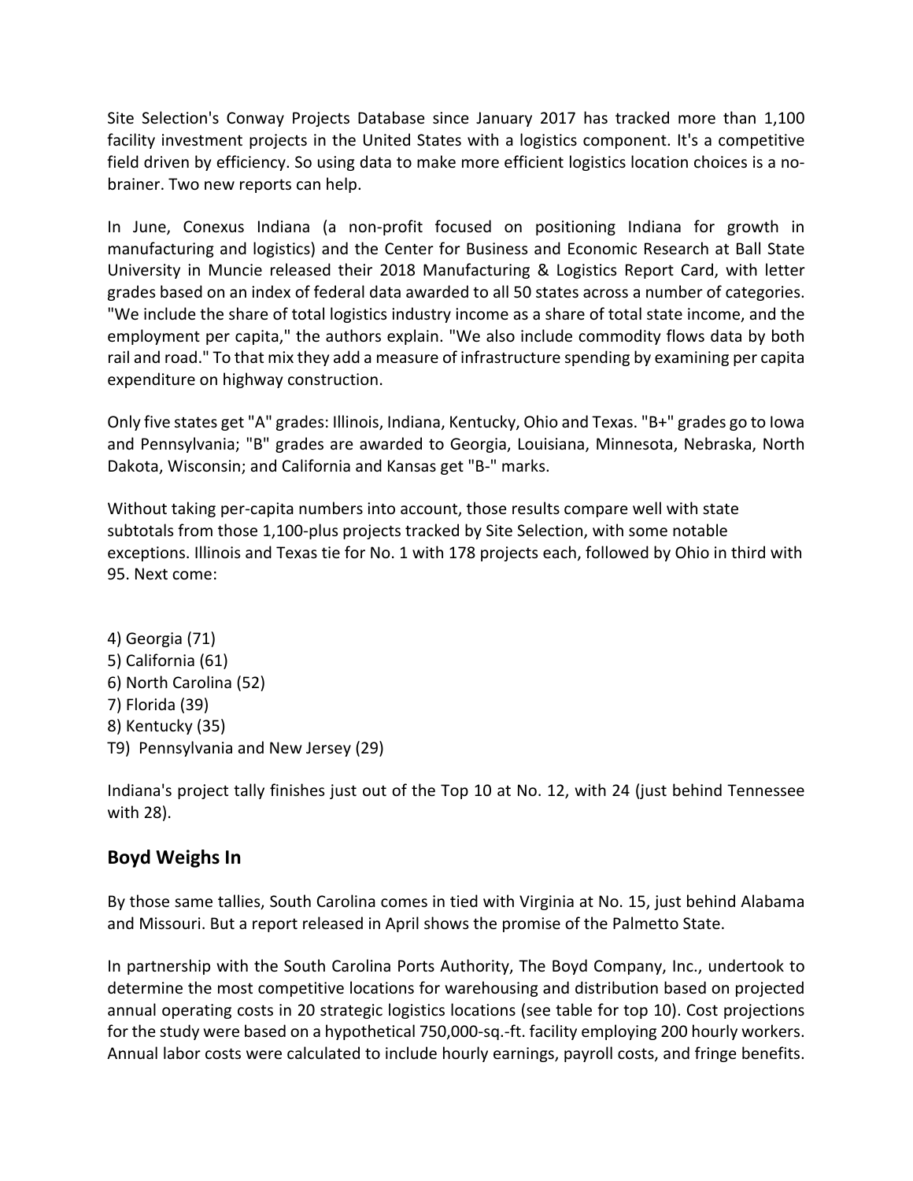Site Selection's Conway Projects Database since January 2017 has tracked more than 1,100 facility investment projects in the United States with a logistics component. It's a competitive field driven by efficiency. So using data to make more efficient logistics location choices is a no-brainer. Two new reports can help.

In June, Conexus Indiana (a non-profit focused on positioning Indiana for growth in manufacturing and logistics) and the Center for Business and Economic Research at Ball State University in Muncie released their 2018 Manufacturing & Logistics Report Card, with letter grades based on an index of federal data awarded to all 50 states across a number of categories. "We include the share of total logistics industry income as a share of total state income, and the employment per capita," the authors explain. "We also include commodity flows data by both rail and road." To that mix they add a measure of infrastructure spending by examining per capita expenditure on highway construction.

Only five states get "A" grades: Illinois, Indiana, Kentucky, Ohio and Texas. "B+" grades go to Iowa and Pennsylvania; "B" grades are awarded to Georgia, Louisiana, Minnesota, Nebraska, North Dakota, Wisconsin; and California and Kansas get "B-" marks.

Without taking per-capita numbers into account, those results compare well with state subtotals from those 1,100-plus projects tracked by Site Selection, with some notable exceptions. Illinois and Texas tie for No. 1 with 178 projects each, followed by Ohio in third with 95. Next come:

4) Georgia (71)
5) California (61)
6) North Carolina (52)
7) Florida (39)
8) Kentucky (35)
T9) Pennsylvania and New Jersey (29)

Indiana's project tally finishes just out of the Top 10 at No. 12, with 24 (just behind Tennessee with 28).

## Boyd Weighs In

By those same tallies, South Carolina comes in tied with Virginia at No. 15, just behind Alabama and Missouri. But a report released in April shows the promise of the Palmetto State.

In partnership with the South Carolina Ports Authority, The Boyd Company, Inc., undertook to determine the most competitive locations for warehousing and distribution based on projected annual operating costs in 20 strategic logistics locations (see table for top 10). Cost projections for the study were based on a hypothetical 750,000-sq.-ft. facility employing 200 hourly workers. Annual labor costs were calculated to include hourly earnings, payroll costs, and fringe benefits.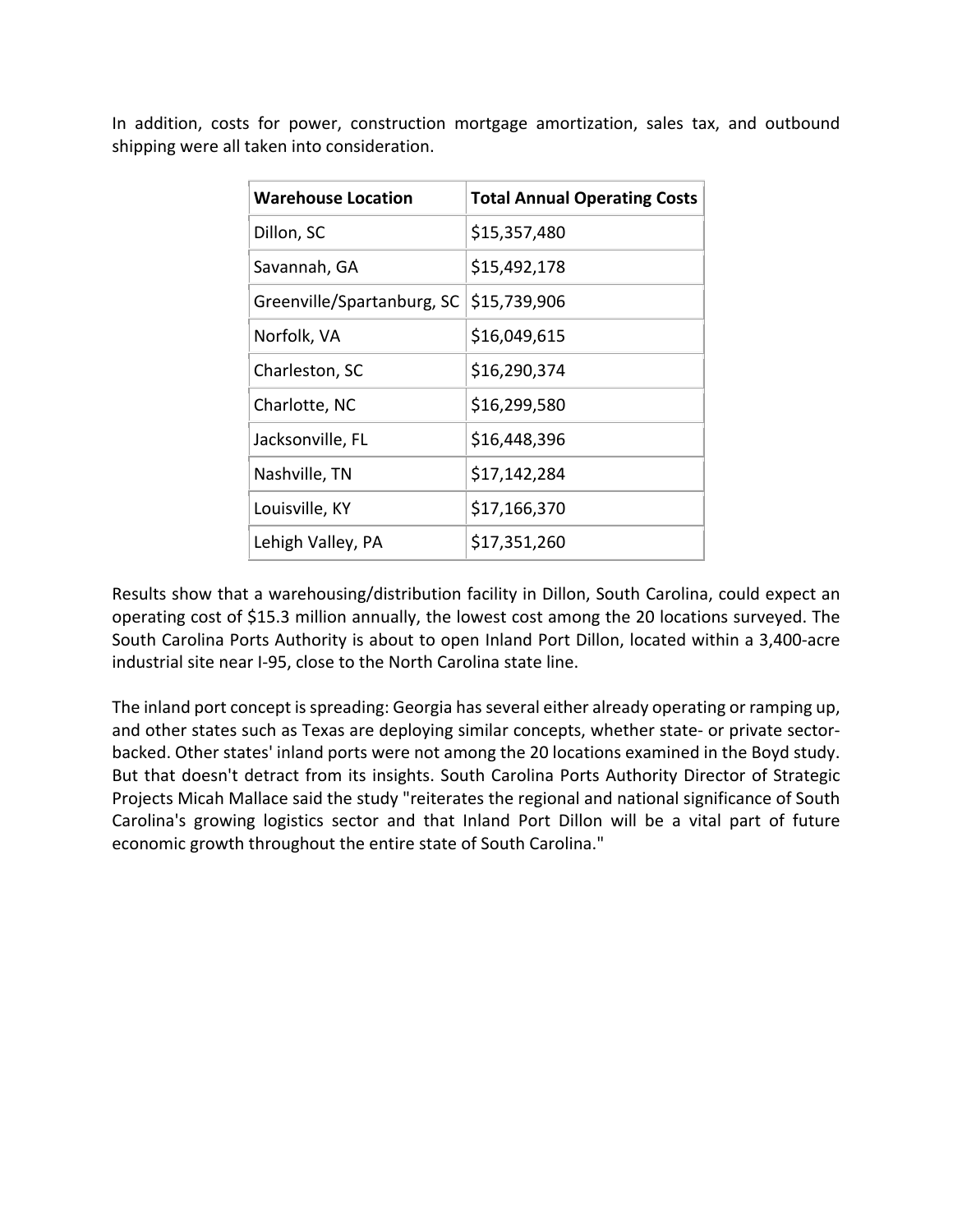In addition, costs for power, construction mortgage amortization, sales tax, and outbound shipping were all taken into consideration.

| Warehouse Location | Total Annual Operating Costs |
| --- | --- |
| Dillon, SC | $15,357,480 |
| Savannah, GA | $15,492,178 |
| Greenville/Spartanburg, SC | $15,739,906 |
| Norfolk, VA | $16,049,615 |
| Charleston, SC | $16,290,374 |
| Charlotte, NC | $16,299,580 |
| Jacksonville, FL | $16,448,396 |
| Nashville, TN | $17,142,284 |
| Louisville, KY | $17,166,370 |
| Lehigh Valley, PA | $17,351,260 |

Results show that a warehousing/distribution facility in Dillon, South Carolina, could expect an operating cost of $15.3 million annually, the lowest cost among the 20 locations surveyed. The South Carolina Ports Authority is about to open Inland Port Dillon, located within a 3,400-acre industrial site near I-95, close to the North Carolina state line.

The inland port concept is spreading: Georgia has several either already operating or ramping up, and other states such as Texas are deploying similar concepts, whether state- or private sector-backed. Other states' inland ports were not among the 20 locations examined in the Boyd study. But that doesn't detract from its insights. South Carolina Ports Authority Director of Strategic Projects Micah Mallace said the study "reiterates the regional and national significance of South Carolina's growing logistics sector and that Inland Port Dillon will be a vital part of future economic growth throughout the entire state of South Carolina."